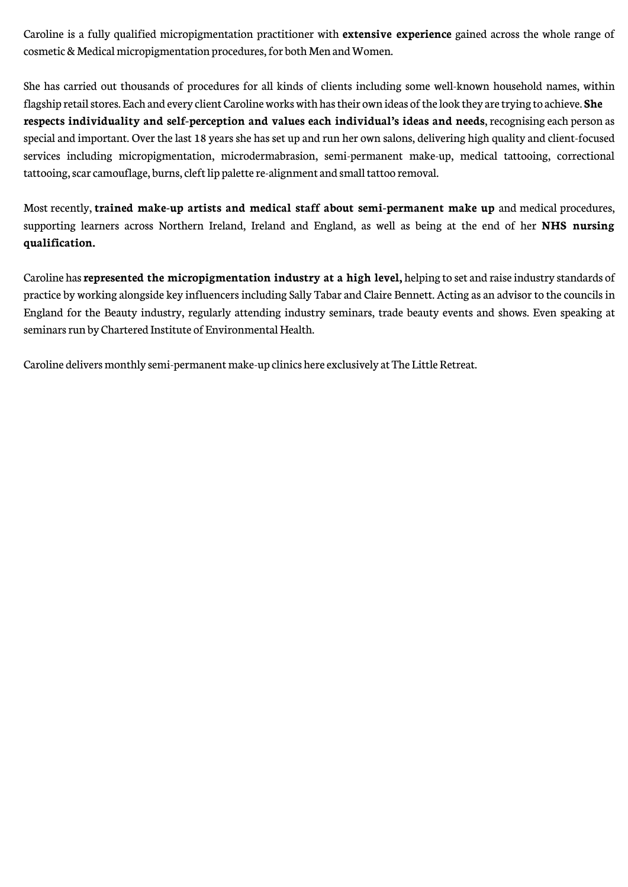Caroline is a fully qualified micropigmentation practitioner with **extensive experience** gained across the whole range of cosmetic & Medical micropigmentation procedures, for both Men and Women.

She has carried out thousands of procedures for all kinds of clients including some well-known household names, within flagship retail stores. Each and every client Caroline works with has their own ideas of the look they are trying to achieve. **She respects individuality and self-perception and values each individual's ideas and needs**, recognising each person as special and important. Over the last 18 years she has set up and run her own salons, delivering high quality and client-focused services including micropigmentation, microdermabrasion, semi-permanent make-up, medical tattooing, correctional tattooing, scar camouflage, burns, cleft lip palette re-alignment and small tattoo removal.

Most recently, **trained make-up artists and medical staff about semi-permanent make up** and medical procedures, supporting learners across Northern Ireland, Ireland and England, as well as being at the end of her **NHS nursing qualification.**

Caroline has **represented the micropigmentation industry at a high level,** helping to set and raise industry standards of practice by working alongside key influencers including Sally Tabar and Claire Bennett. Acting as an advisor to the councils in England for the Beauty industry, regularly attending industry seminars, trade beauty events and shows. Even speaking at seminars run by Chartered Institute of Environmental Health.

Caroline delivers monthly semi-permanent make-up clinics here exclusively at The Little Retreat.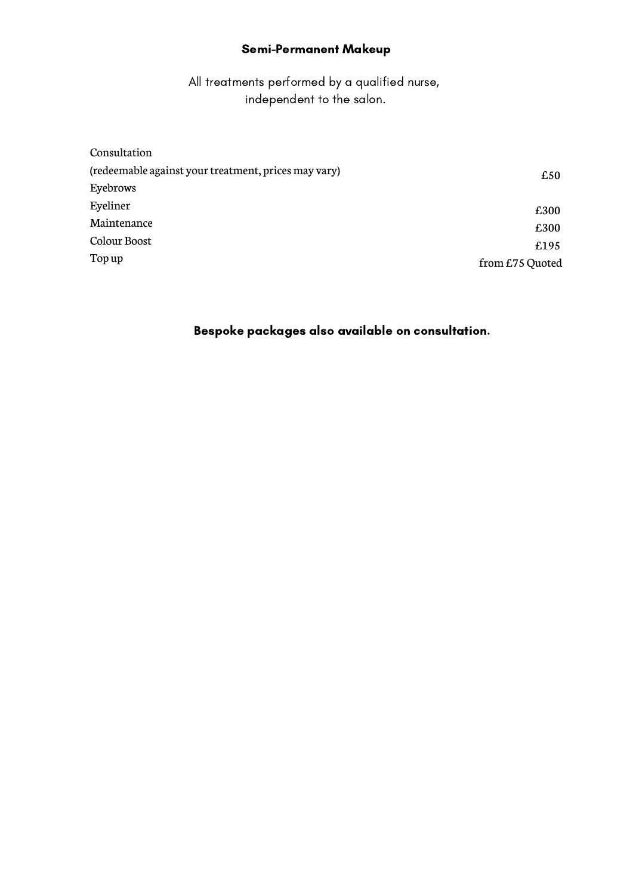**Semi-Permanent Makeup**

All treatments performed by a qualified nurse, independent to the salon.

| | |
|---|---|
| Consultation (redeemable against your treatment, prices may vary) | £50 |
| Eyebrows | |
| Eyeliner | £300 |
| Maintenance | £300 |
| Colour Boost | £195 |
| Top up | from £75 Quoted |

**Bespoke packages also available on consultation.**